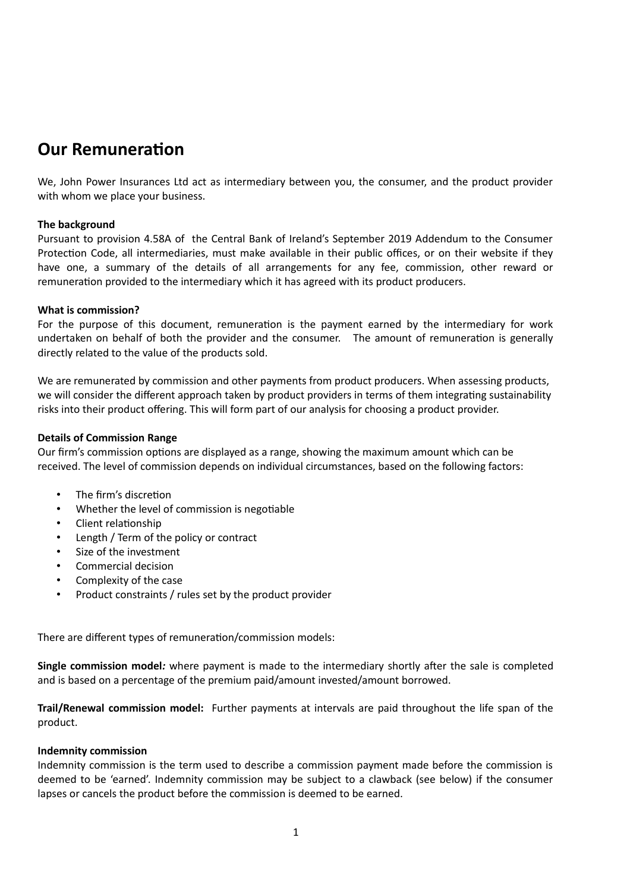# Our Remuneration

We, John Power Insurances Ltd act as intermediary between you, the consumer, and the product provider with whom we place your business.

**The background**

Pursuant to provision 4.58A of the Central Bank of Ireland's September 2019 Addendum to the Consumer Protection Code, all intermediaries, must make available in their public offices, or on their website if they have one, a summary of the details of all arrangements for any fee, commission, other reward or remuneration provided to the intermediary which it has agreed with its product producers.

**What is commission?**

For the purpose of this document, remuneration is the payment earned by the intermediary for work undertaken on behalf of both the provider and the consumer. The amount of remuneration is generally directly related to the value of the products sold.

We are remunerated by commission and other payments from product producers. When assessing products, we will consider the different approach taken by product providers in terms of them integrating sustainability risks into their product offering. This will form part of our analysis for choosing a product provider.

**Details of Commission Range**

Our firm's commission options are displayed as a range, showing the maximum amount which can be received. The level of commission depends on individual circumstances, based on the following factors:

- The firm's discretion
- Whether the level of commission is negotiable
- Client relationship
- Length / Term of the policy or contract
- Size of the investment
- Commercial decision
- Complexity of the case
- Product constraints / rules set by the product provider

There are different types of remuneration/commission models:

**Single commission model***:* where payment is made to the intermediary shortly after the sale is completed and is based on a percentage of the premium paid/amount invested/amount borrowed.

**Trail/Renewal commission model:** Further payments at intervals are paid throughout the life span of the product.

**Indemnity commission**

Indemnity commission is the term used to describe a commission payment made before the commission is deemed to be 'earned'. Indemnity commission may be subject to a clawback (see below) if the consumer lapses or cancels the product before the commission is deemed to be earned.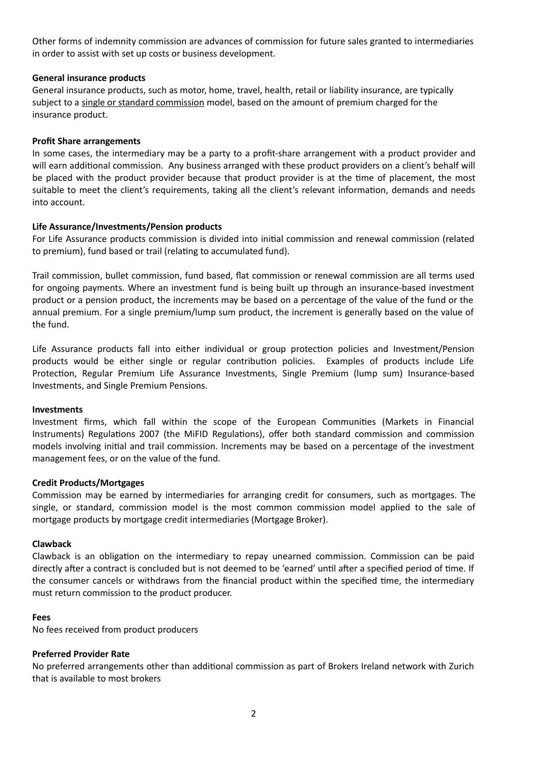Other forms of indemnity commission are advances of commission for future sales granted to intermediaries in order to assist with set up costs or business development.

**General insurance products**

General insurance products, such as motor, home, travel, health, retail or liability insurance, are typically subject to a <u>single or standard commission</u> model, based on the amount of premium charged for the insurance product.

**Profit Share arrangements**

In some cases, the intermediary may be a party to a profit-share arrangement with a product provider and will earn additional commission. Any business arranged with these product providers on a client's behalf will be placed with the product provider because that product provider is at the time of placement, the most suitable to meet the client's requirements, taking all the client's relevant information, demands and needs into account.

**Life Assurance/Investments/Pension products**

For Life Assurance products commission is divided into initial commission and renewal commission (related to premium), fund based or trail (relating to accumulated fund).

Trail commission, bullet commission, fund based, flat commission or renewal commission are all terms used for ongoing payments. Where an investment fund is being built up through an insurance-based investment product or a pension product, the increments may be based on a percentage of the value of the fund or the annual premium. For a single premium/lump sum product, the increment is generally based on the value of the fund.

Life Assurance products fall into either individual or group protection policies and Investment/Pension products would be either single or regular contribution policies. Examples of products include Life Protection, Regular Premium Life Assurance Investments, Single Premium (lump sum) Insurance-based Investments, and Single Premium Pensions.

**Investments**

Investment firms, which fall within the scope of the European Communities (Markets in Financial Instruments) Regulations 2007 (the MiFID Regulations), offer both standard commission and commission models involving initial and trail commission. Increments may be based on a percentage of the investment management fees, or on the value of the fund.

**Credit Products/Mortgages**

Commission may be earned by intermediaries for arranging credit for consumers, such as mortgages. The single, or standard, commission model is the most common commission model applied to the sale of mortgage products by mortgage credit intermediaries (Mortgage Broker).

**Clawback**

Clawback is an obligation on the intermediary to repay unearned commission. Commission can be paid directly after a contract is concluded but is not deemed to be 'earned' until after a specified period of time. If the consumer cancels or withdraws from the financial product within the specified time, the intermediary must return commission to the product producer.

**Fees**

No fees received from product producers

**Preferred Provider Rate**

No preferred arrangements other than additional commission as part of Brokers Ireland network with Zurich that is available to most brokers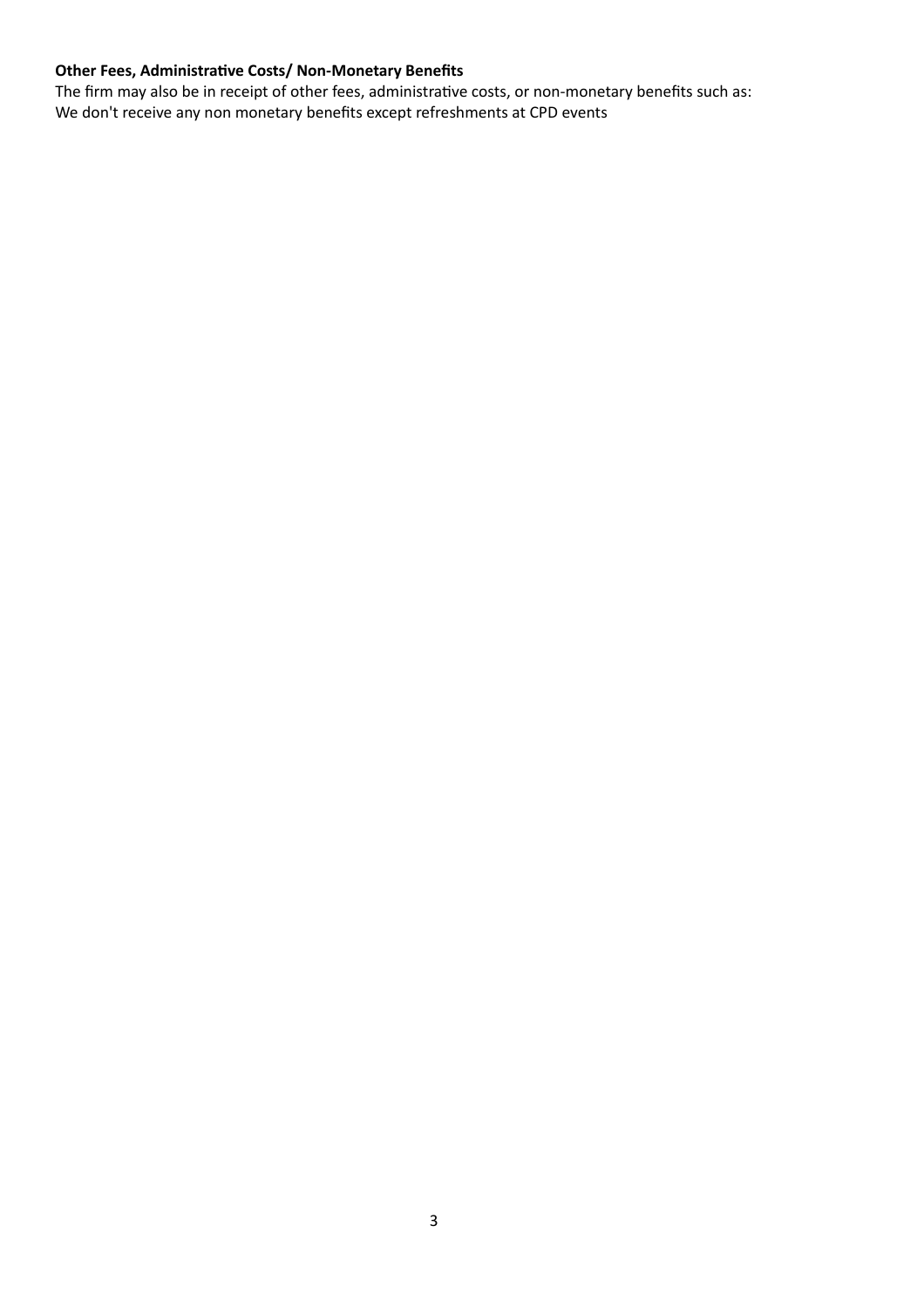**Other Fees, Administrative Costs/ Non-Monetary Benefits**

The firm may also be in receipt of other fees, administrative costs, or non-monetary benefits such as:
We don't receive any non monetary benefits except refreshments at CPD events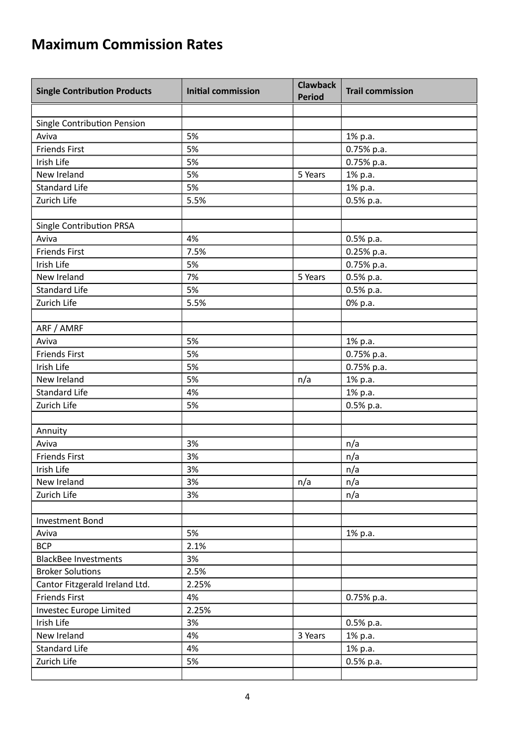# Maximum Commission Rates

| Single Contribution Products | Initial commission | Clawback Period | Trail commission |
|---|---|---|---|
| | | | |
| Single Contribution Pension | | | |
| Aviva | 5% | | 1% p.a. |
| Friends First | 5% | | 0.75% p.a. |
| Irish Life | 5% | | 0.75% p.a. |
| New Ireland | 5% | 5 Years | 1% p.a. |
| Standard Life | 5% | | 1% p.a. |
| Zurich Life | 5.5% | | 0.5% p.a. |
| | | | |
| Single Contribution PRSA | | | |
| Aviva | 4% | | 0.5% p.a. |
| Friends First | 7.5% | | 0.25% p.a. |
| Irish Life | 5% | | 0.75% p.a. |
| New Ireland | 7% | 5 Years | 0.5% p.a. |
| Standard Life | 5% | | 0.5% p.a. |
| Zurich Life | 5.5% | | 0% p.a. |
| | | | |
| ARF / AMRF | | | |
| Aviva | 5% | | 1% p.a. |
| Friends First | 5% | | 0.75% p.a. |
| Irish Life | 5% | | 0.75% p.a. |
| New Ireland | 5% | n/a | 1% p.a. |
| Standard Life | 4% | | 1% p.a. |
| Zurich Life | 5% | | 0.5% p.a. |
| | | | |
| Annuity | | | |
| Aviva | 3% | | n/a |
| Friends First | 3% | | n/a |
| Irish Life | 3% | | n/a |
| New Ireland | 3% | n/a | n/a |
| Zurich Life | 3% | | n/a |
| | | | |
| Investment Bond | | | |
| Aviva | 5% | | 1% p.a. |
| BCP | 2.1% | | |
| BlackBee Investments | 3% | | |
| Broker Solutions | 2.5% | | |
| Cantor Fitzgerald Ireland Ltd. | 2.25% | | |
| Friends First | 4% | | 0.75% p.a. |
| Investec Europe Limited | 2.25% | | |
| Irish Life | 3% | | 0.5% p.a. |
| New Ireland | 4% | 3 Years | 1% p.a. |
| Standard Life | 4% | | 1% p.a. |
| Zurich Life | 5% | | 0.5% p.a. |
| | | | |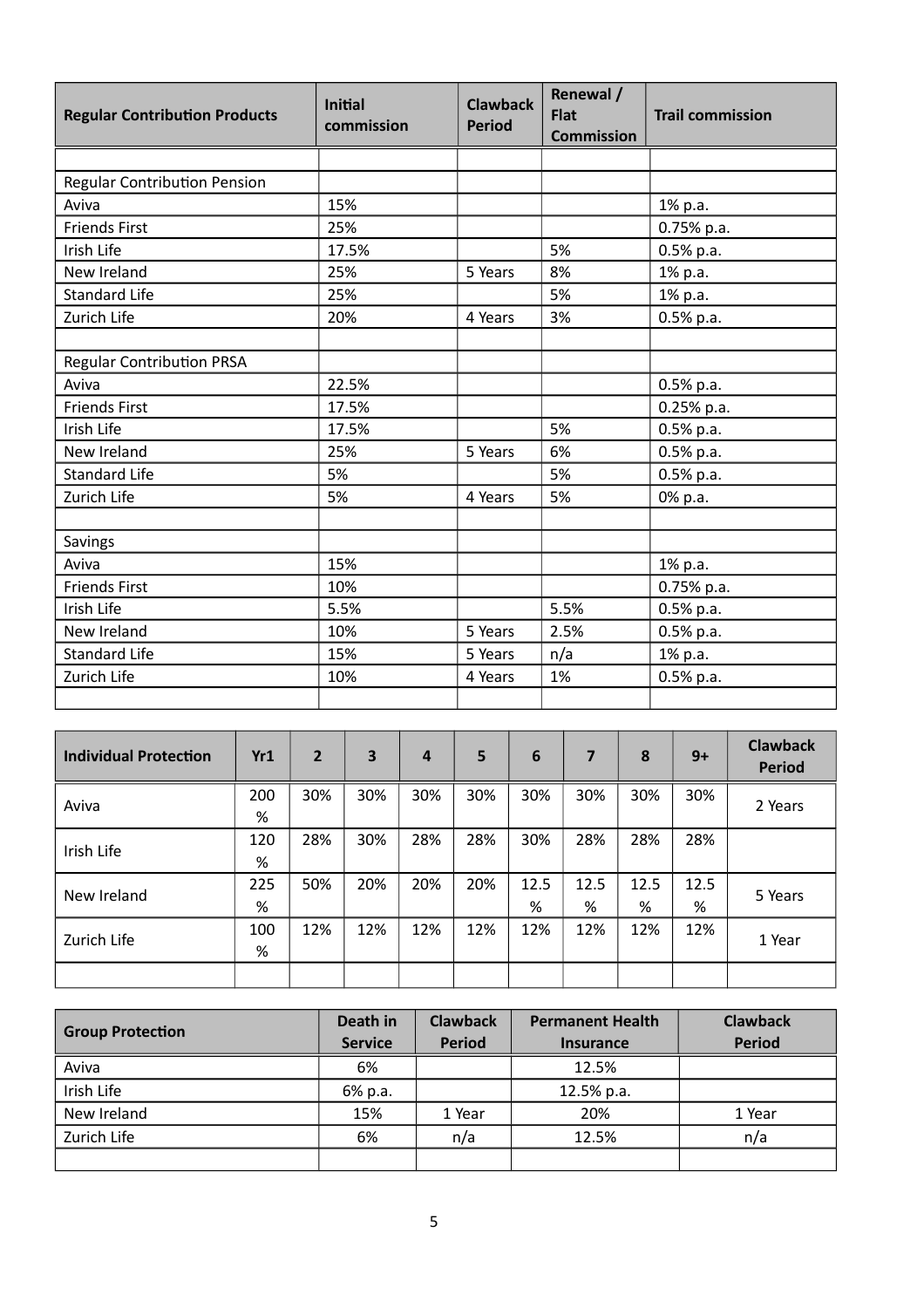| Regular Contribution Products | Initial commission | Clawback Period | Renewal / Flat Commission | Trail commission |
|---|---|---|---|---|
| | | | | |
| Regular Contribution Pension | | | | |
| Aviva | 15% | | | 1% p.a. |
| Friends First | 25% | | | 0.75% p.a. |
| Irish Life | 17.5% | | 5% | 0.5% p.a. |
| New Ireland | 25% | 5 Years | 8% | 1% p.a. |
| Standard Life | 25% | | 5% | 1% p.a. |
| Zurich Life | 20% | 4 Years | 3% | 0.5% p.a. |
| | | | | |
| Regular Contribution PRSA | | | | |
| Aviva | 22.5% | | | 0.5% p.a. |
| Friends First | 17.5% | | | 0.25% p.a. |
| Irish Life | 17.5% | | 5% | 0.5% p.a. |
| New Ireland | 25% | 5 Years | 6% | 0.5% p.a. |
| Standard Life | 5% | | 5% | 0.5% p.a. |
| Zurich Life | 5% | 4 Years | 5% | 0% p.a. |
| | | | | |
| Savings | | | | |
| Aviva | 15% | | | 1% p.a. |
| Friends First | 10% | | | 0.75% p.a. |
| Irish Life | 5.5% | | 5.5% | 0.5% p.a. |
| New Ireland | 10% | 5 Years | 2.5% | 0.5% p.a. |
| Standard Life | 15% | 5 Years | n/a | 1% p.a. |
| Zurich Life | 10% | 4 Years | 1% | 0.5% p.a. |
| | | | | |

| Individual Protection | Yr1 | 2 | 3 | 4 | 5 | 6 | 7 | 8 | 9+ | Clawback Period |
|---|---|---|---|---|---|---|---|---|---|---|
| Aviva | 200% | 30% | 30% | 30% | 30% | 30% | 30% | 30% | 30% | 2 Years |
| Irish Life | 120% | 28% | 30% | 28% | 28% | 30% | 28% | 28% | 28% | |
| New Ireland | 225% | 50% | 20% | 20% | 20% | 12.5% | 12.5% | 12.5% | 12.5% | 5 Years |
| Zurich Life | 100% | 12% | 12% | 12% | 12% | 12% | 12% | 12% | 12% | 1 Year |
| | | | | | | | | | | |

| Group Protection | Death in Service | Clawback Period | Permanent Health Insurance | Clawback Period |
|---|---|---|---|---|
| Aviva | 6% | | 12.5% | |
| Irish Life | 6% p.a. | | 12.5% p.a. | |
| New Ireland | 15% | 1 Year | 20% | 1 Year |
| Zurich Life | 6% | n/a | 12.5% | n/a |
| | | | | |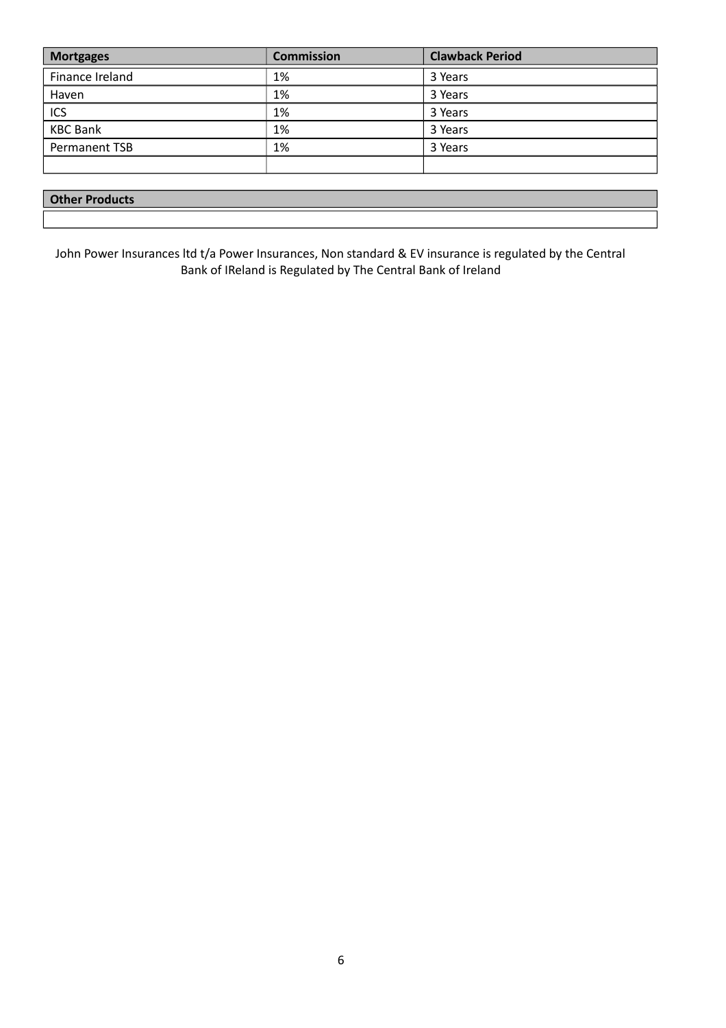| Mortgages | Commission | Clawback Period |
|---|---|---|
| Finance Ireland | 1% | 3 Years |
| Haven | 1% | 3 Years |
| ICS | 1% | 3 Years |
| KBC Bank | 1% | 3 Years |
| Permanent TSB | 1% | 3 Years |
| | | |

| Other Products |
|---|
| |

John Power Insurances ltd t/a Power Insurances, Non standard & EV insurance is regulated by the Central Bank of IReland is Regulated by The Central Bank of Ireland